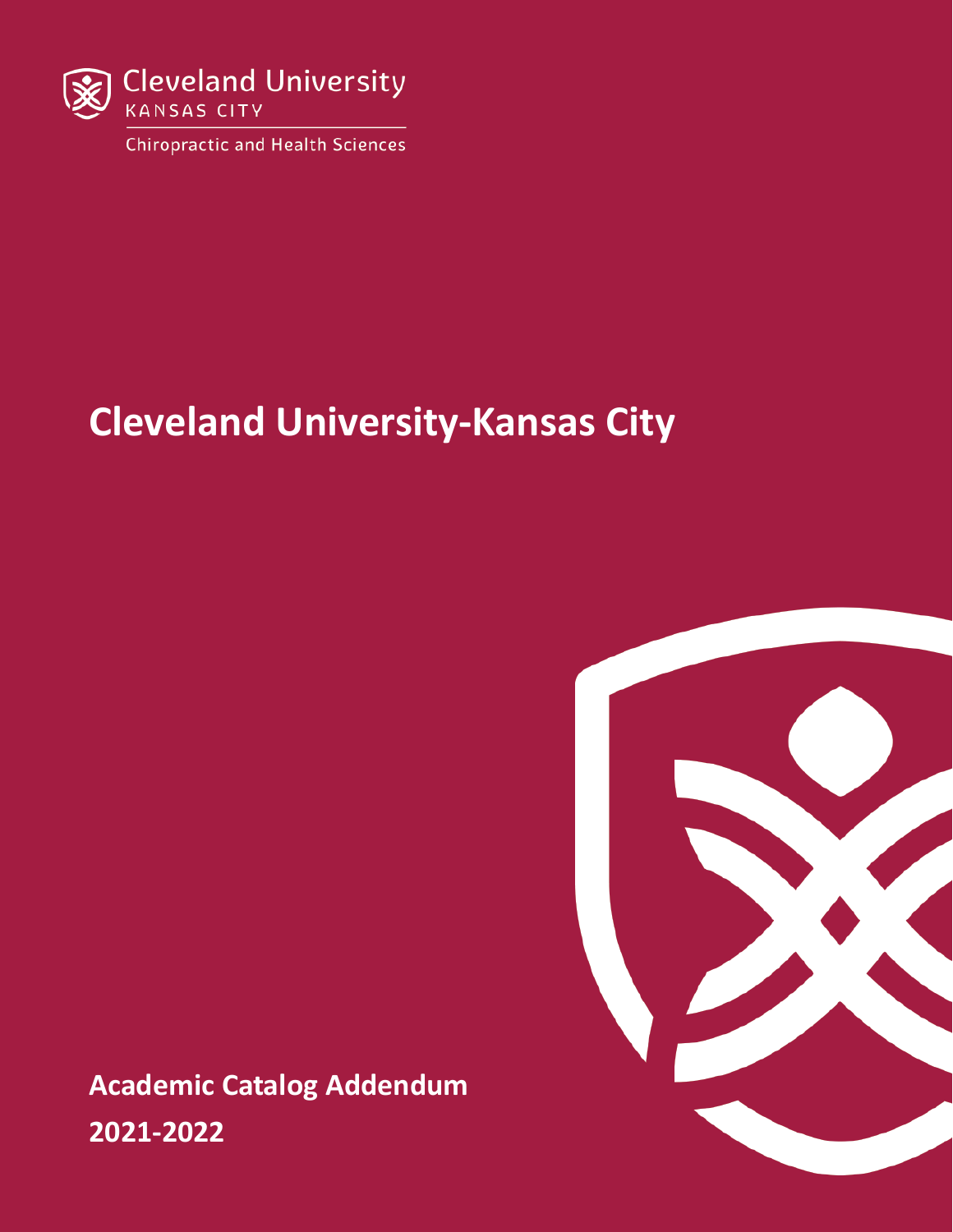Cleveland University
KANSAS CITY
Chiropractic and Health Sciences

# Cleveland University-Kansas City

**Academic Catalog Addendum**

**2021-2022**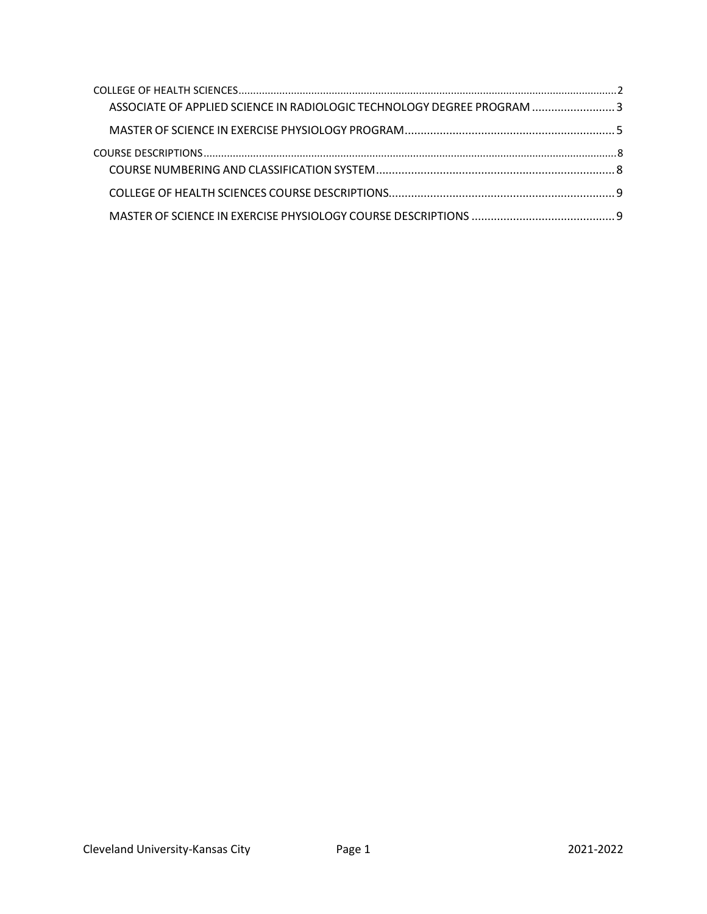COLLEGE OF HEALTH SCIENCES ........................................................................ 2

- ASSOCIATE OF APPLIED SCIENCE IN RADIOLOGIC TECHNOLOGY DEGREE PROGRAM ........................ 3
- MASTER OF SCIENCE IN EXERCISE PHYSIOLOGY PROGRAM ........................................................ 5

COURSE DESCRIPTIONS ........................................................................ 8

- COURSE NUMBERING AND CLASSIFICATION SYSTEM ........................................................ 8
- COLLEGE OF HEALTH SCIENCES COURSE DESCRIPTIONS ........................................................ 9
- MASTER OF SCIENCE IN EXERCISE PHYSIOLOGY COURSE DESCRIPTIONS ........................................ 9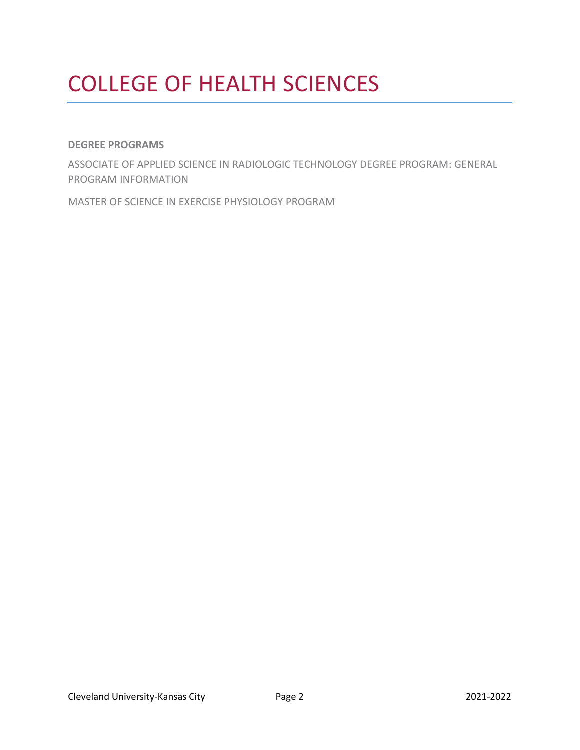# COLLEGE OF HEALTH SCIENCES

**DEGREE PROGRAMS**

ASSOCIATE OF APPLIED SCIENCE IN RADIOLOGIC TECHNOLOGY DEGREE PROGRAM: GENERAL PROGRAM INFORMATION

MASTER OF SCIENCE IN EXERCISE PHYSIOLOGY PROGRAM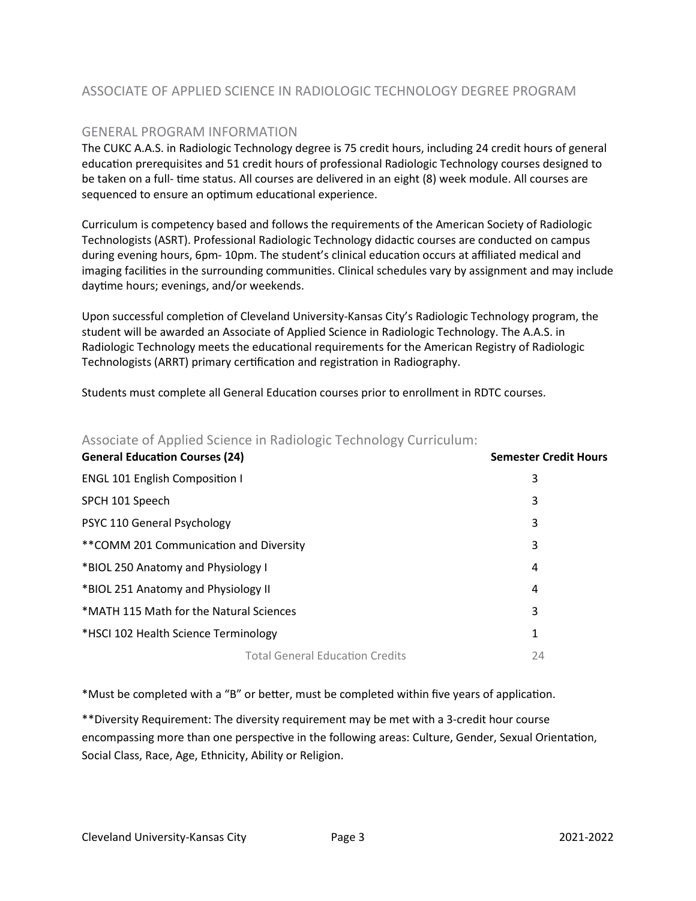# ASSOCIATE OF APPLIED SCIENCE IN RADIOLOGIC TECHNOLOGY DEGREE PROGRAM

## GENERAL PROGRAM INFORMATION

The CUKC A.A.S. in Radiologic Technology degree is 75 credit hours, including 24 credit hours of general education prerequisites and 51 credit hours of professional Radiologic Technology courses designed to be taken on a full- time status. All courses are delivered in an eight (8) week module. All courses are sequenced to ensure an optimum educational experience.

Curriculum is competency based and follows the requirements of the American Society of Radiologic Technologists (ASRT). Professional Radiologic Technology didactic courses are conducted on campus during evening hours, 6pm- 10pm. The student's clinical education occurs at affiliated medical and imaging facilities in the surrounding communities. Clinical schedules vary by assignment and may include daytime hours; evenings, and/or weekends.

Upon successful completion of Cleveland University-Kansas City's Radiologic Technology program, the student will be awarded an Associate of Applied Science in Radiologic Technology. The A.A.S. in Radiologic Technology meets the educational requirements for the American Registry of Radiologic Technologists (ARRT) primary certification and registration in Radiography.

Students must complete all General Education courses prior to enrollment in RDTC courses.

## Associate of Applied Science in Radiologic Technology Curriculum:

| General Education Courses (24) | Semester Credit Hours |
|---|---|
| ENGL 101 English Composition I | 3 |
| SPCH 101 Speech | 3 |
| PSYC 110 General Psychology | 3 |
| **COMM 201 Communication and Diversity | 3 |
| *BIOL 250 Anatomy and Physiology I | 4 |
| *BIOL 251 Anatomy and Physiology II | 4 |
| *MATH 115 Math for the Natural Sciences | 3 |
| *HSCI 102 Health Science Terminology | 1 |
| Total General Education Credits | 24 |

*Must be completed with a "B" or better, must be completed within five years of application.

**Diversity Requirement: The diversity requirement may be met with a 3-credit hour course encompassing more than one perspective in the following areas: Culture, Gender, Sexual Orientation, Social Class, Race, Age, Ethnicity, Ability or Religion.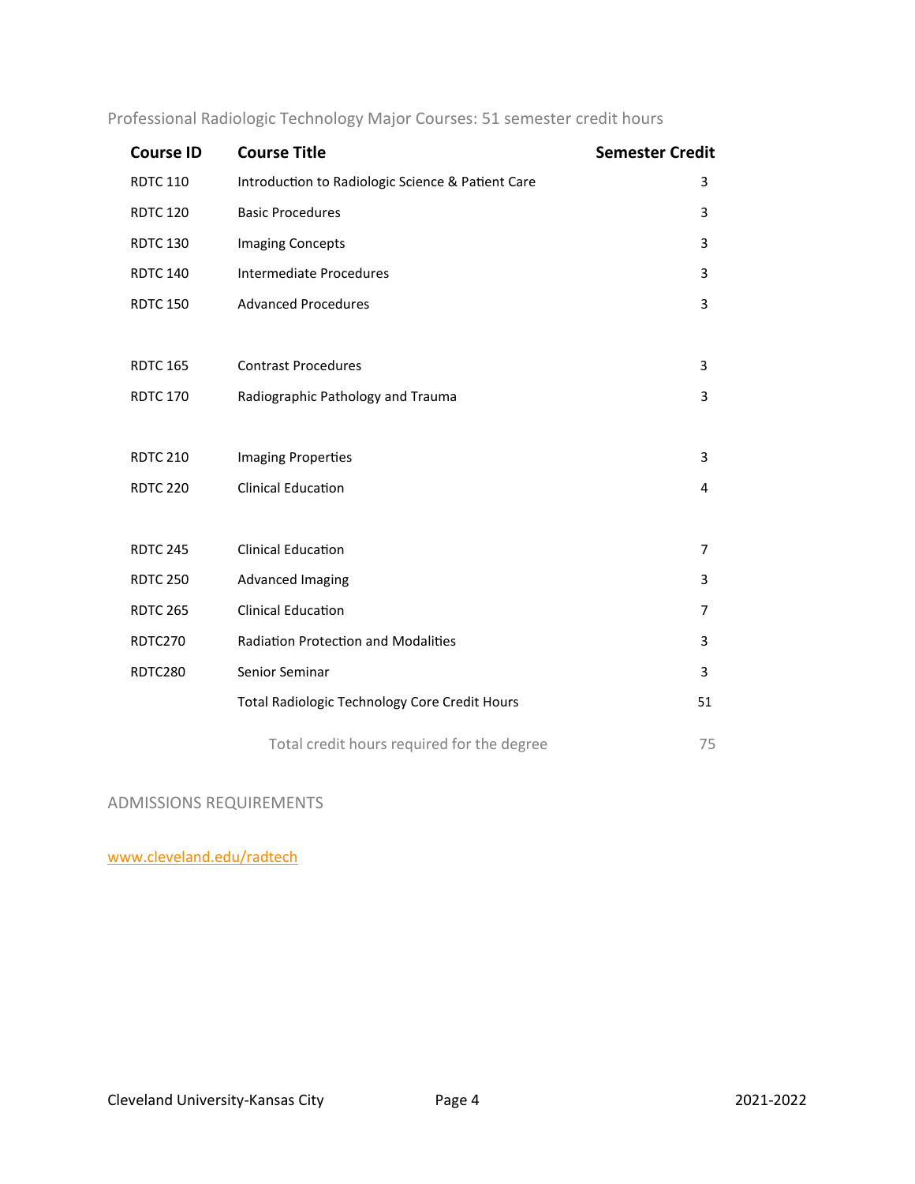## Professional Radiologic Technology Major Courses: 51 semester credit hours

| Course ID | Course Title | Semester Credit |
|---|---|---|
| RDTC 110 | Introduction to Radiologic Science & Patient Care | 3 |
| RDTC 120 | Basic Procedures | 3 |
| RDTC 130 | Imaging Concepts | 3 |
| RDTC 140 | Intermediate Procedures | 3 |
| RDTC 150 | Advanced Procedures | 3 |
| | | |
| RDTC 165 | Contrast Procedures | 3 |
| RDTC 170 | Radiographic Pathology and Trauma | 3 |
| | | |
| RDTC 210 | Imaging Properties | 3 |
| RDTC 220 | Clinical Education | 4 |
| | | |
| RDTC 245 | Clinical Education | 7 |
| RDTC 250 | Advanced Imaging | 3 |
| RDTC 265 | Clinical Education | 7 |
| RDTC270 | Radiation Protection and Modalities | 3 |
| RDTC280 | Senior Seminar | 3 |
| | Total Radiologic Technology Core Credit Hours | 51 |
| | Total credit hours required for the degree | 75 |

## ADMISSIONS REQUIREMENTS

www.cleveland.edu/radtech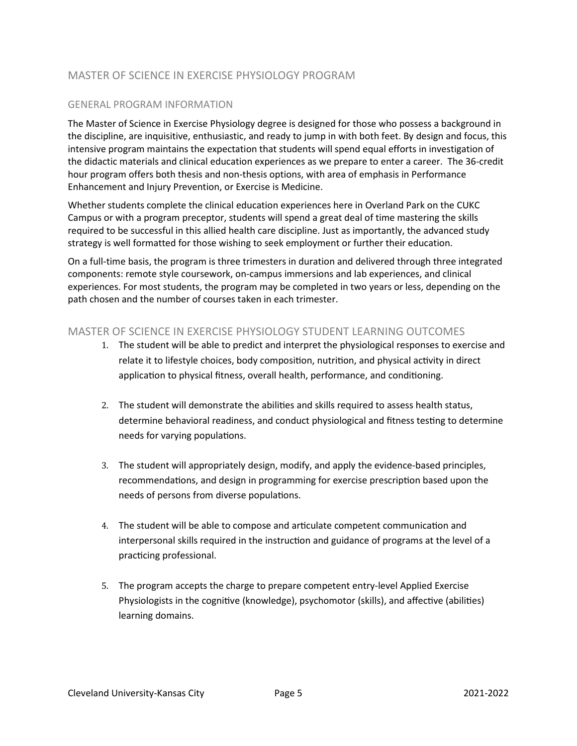## MASTER OF SCIENCE IN EXERCISE PHYSIOLOGY PROGRAM

### GENERAL PROGRAM INFORMATION

The Master of Science in Exercise Physiology degree is designed for those who possess a background in the discipline, are inquisitive, enthusiastic, and ready to jump in with both feet. By design and focus, this intensive program maintains the expectation that students will spend equal efforts in investigation of the didactic materials and clinical education experiences as we prepare to enter a career. The 36-credit hour program offers both thesis and non-thesis options, with area of emphasis in Performance Enhancement and Injury Prevention, or Exercise is Medicine.

Whether students complete the clinical education experiences here in Overland Park on the CUKC Campus or with a program preceptor, students will spend a great deal of time mastering the skills required to be successful in this allied health care discipline. Just as importantly, the advanced study strategy is well formatted for those wishing to seek employment or further their education.

On a full-time basis, the program is three trimesters in duration and delivered through three integrated components: remote style coursework, on-campus immersions and lab experiences, and clinical experiences. For most students, the program may be completed in two years or less, depending on the path chosen and the number of courses taken in each trimester.

### MASTER OF SCIENCE IN EXERCISE PHYSIOLOGY STUDENT LEARNING OUTCOMES

1. The student will be able to predict and interpret the physiological responses to exercise and relate it to lifestyle choices, body composition, nutrition, and physical activity in direct application to physical fitness, overall health, performance, and conditioning.

2. The student will demonstrate the abilities and skills required to assess health status, determine behavioral readiness, and conduct physiological and fitness testing to determine needs for varying populations.

3. The student will appropriately design, modify, and apply the evidence-based principles, recommendations, and design in programming for exercise prescription based upon the needs of persons from diverse populations.

4. The student will be able to compose and articulate competent communication and interpersonal skills required in the instruction and guidance of programs at the level of a practicing professional.

5. The program accepts the charge to prepare competent entry-level Applied Exercise Physiologists in the cognitive (knowledge), psychomotor (skills), and affective (abilities) learning domains.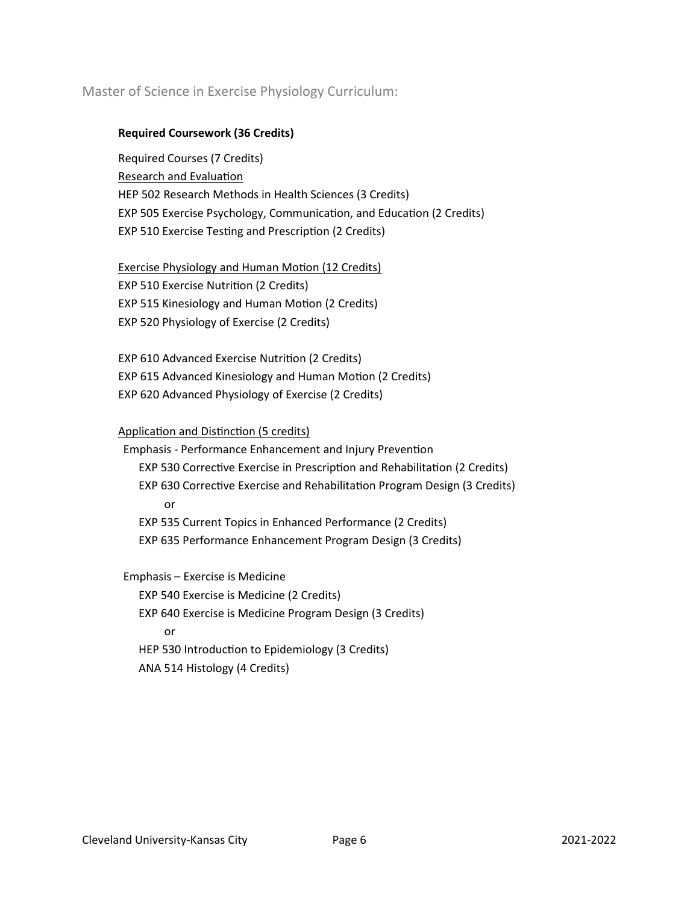## Master of Science in Exercise Physiology Curriculum:

**Required Coursework (36 Credits)**

Required Courses (7 Credits)

<u>Research and Evaluation</u>

HEP 502 Research Methods in Health Sciences (3 Credits)

EXP 505 Exercise Psychology, Communication, and Education (2 Credits)

EXP 510 Exercise Testing and Prescription (2 Credits)

<u>Exercise Physiology and Human Motion (12 Credits)</u>

EXP 510 Exercise Nutrition (2 Credits)

EXP 515 Kinesiology and Human Motion (2 Credits)

EXP 520 Physiology of Exercise (2 Credits)

EXP 610 Advanced Exercise Nutrition (2 Credits)

EXP 615 Advanced Kinesiology and Human Motion (2 Credits)

EXP 620 Advanced Physiology of Exercise (2 Credits)

<u>Application and Distinction (5 credits)</u>

Emphasis - Performance Enhancement and Injury Prevention

- EXP 530 Corrective Exercise in Prescription and Rehabilitation (2 Credits)
- EXP 630 Corrective Exercise and Rehabilitation Program Design (3 Credits)

  or

- EXP 535 Current Topics in Enhanced Performance (2 Credits)
- EXP 635 Performance Enhancement Program Design (3 Credits)

Emphasis – Exercise is Medicine

- EXP 540 Exercise is Medicine (2 Credits)
- EXP 640 Exercise is Medicine Program Design (3 Credits)

  or

- HEP 530 Introduction to Epidemiology (3 Credits)
- ANA 514 Histology (4 Credits)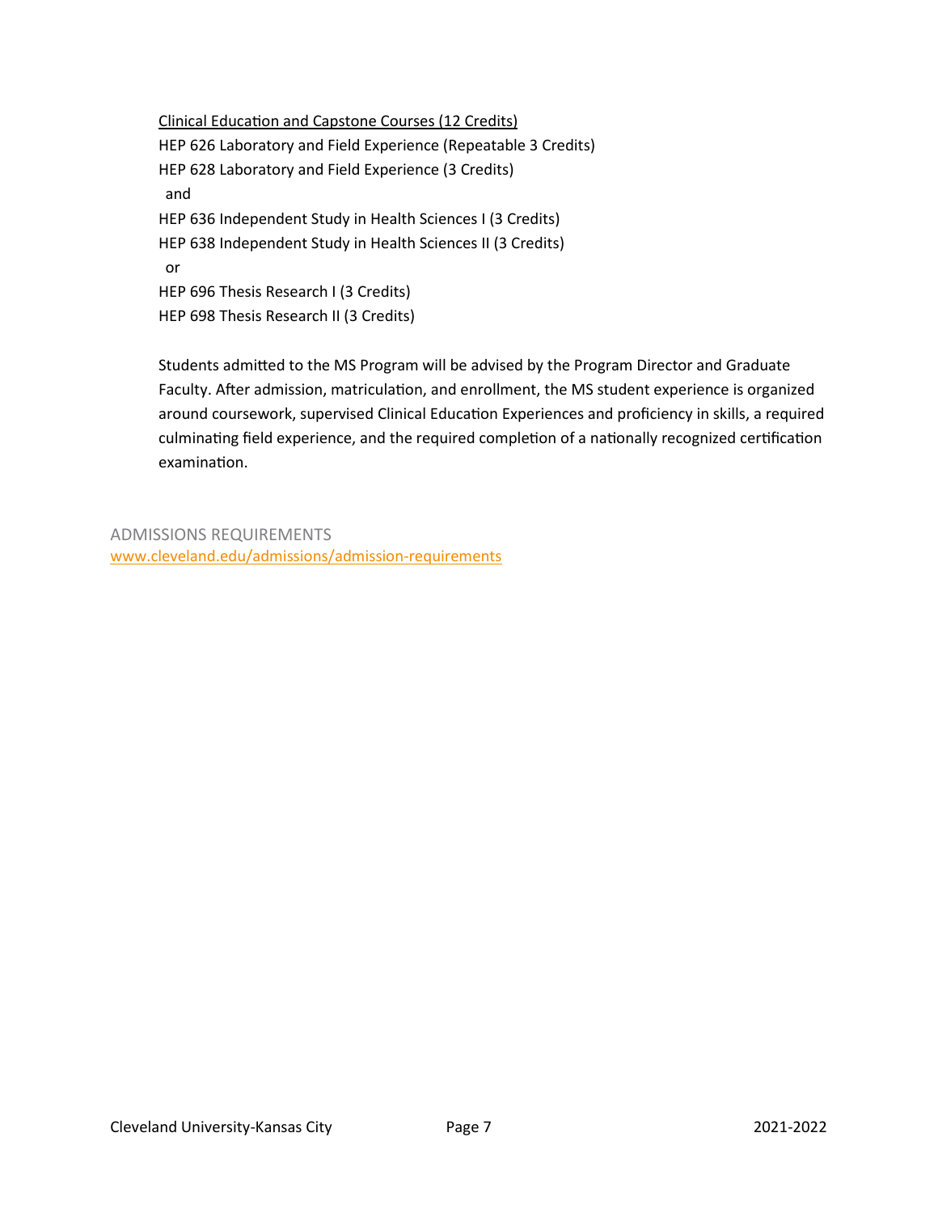Clinical Education and Capstone Courses (12 Credits)

HEP 626 Laboratory and Field Experience (Repeatable 3 Credits)
HEP 628 Laboratory and Field Experience (3 Credits)
and
HEP 636 Independent Study in Health Sciences I (3 Credits)
HEP 638 Independent Study in Health Sciences II (3 Credits)
or
HEP 696 Thesis Research I (3 Credits)
HEP 698 Thesis Research II (3 Credits)

Students admitted to the MS Program will be advised by the Program Director and Graduate Faculty. After admission, matriculation, and enrollment, the MS student experience is organized around coursework, supervised Clinical Education Experiences and proficiency in skills, a required culminating field experience, and the required completion of a nationally recognized certification examination.

## ADMISSIONS REQUIREMENTS

[www.cleveland.edu/admissions/admission-requirements](www.cleveland.edu/admissions/admission-requirements)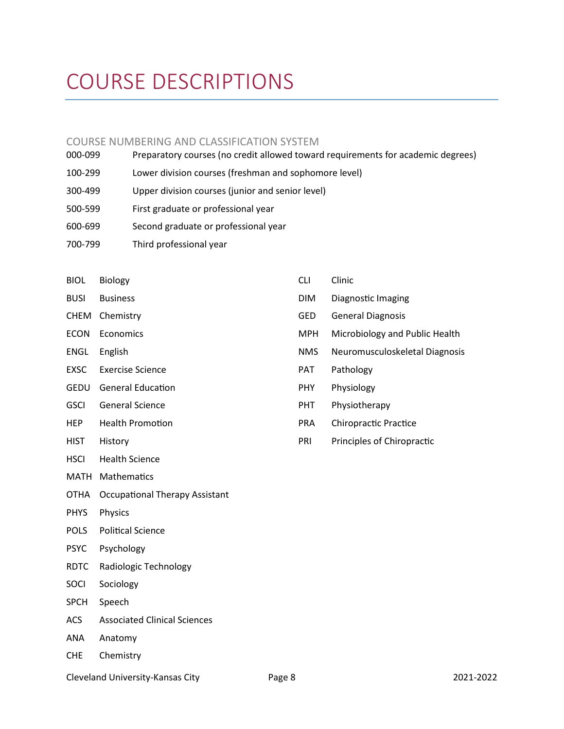# COURSE DESCRIPTIONS

## COURSE NUMBERING AND CLASSIFICATION SYSTEM

| | |
|---|---|
| 000-099 | Preparatory courses (no credit allowed toward requirements for academic degrees) |
| 100-299 | Lower division courses (freshman and sophomore level) |
| 300-499 | Upper division courses (junior and senior level) |
| 500-599 | First graduate or professional year |
| 600-699 | Second graduate or professional year |
| 700-799 | Third professional year |

| | |
|---|---|
| BIOL | Biology |
| BUSI | Business |
| CHEM | Chemistry |
| ECON | Economics |
| ENGL | English |
| EXSC | Exercise Science |
| GEDU | General Education |
| GSCI | General Science |
| HEP | Health Promotion |
| HIST | History |
| HSCI | Health Science |
| MATH | Mathematics |
| OTHA | Occupational Therapy Assistant |
| PHYS | Physics |
| POLS | Political Science |
| PSYC | Psychology |
| RDTC | Radiologic Technology |
| SOCI | Sociology |
| SPCH | Speech |
| ACS | Associated Clinical Sciences |
| ANA | Anatomy |
| CHE | Chemistry |
| CLI | Clinic |
| DIM | Diagnostic Imaging |
| GED | General Diagnosis |
| MPH | Microbiology and Public Health |
| NMS | Neuromusculoskeletal Diagnosis |
| PAT | Pathology |
| PHY | Physiology |
| PHT | Physiotherapy |
| PRA | Chiropractic Practice |
| PRI | Principles of Chiropractic |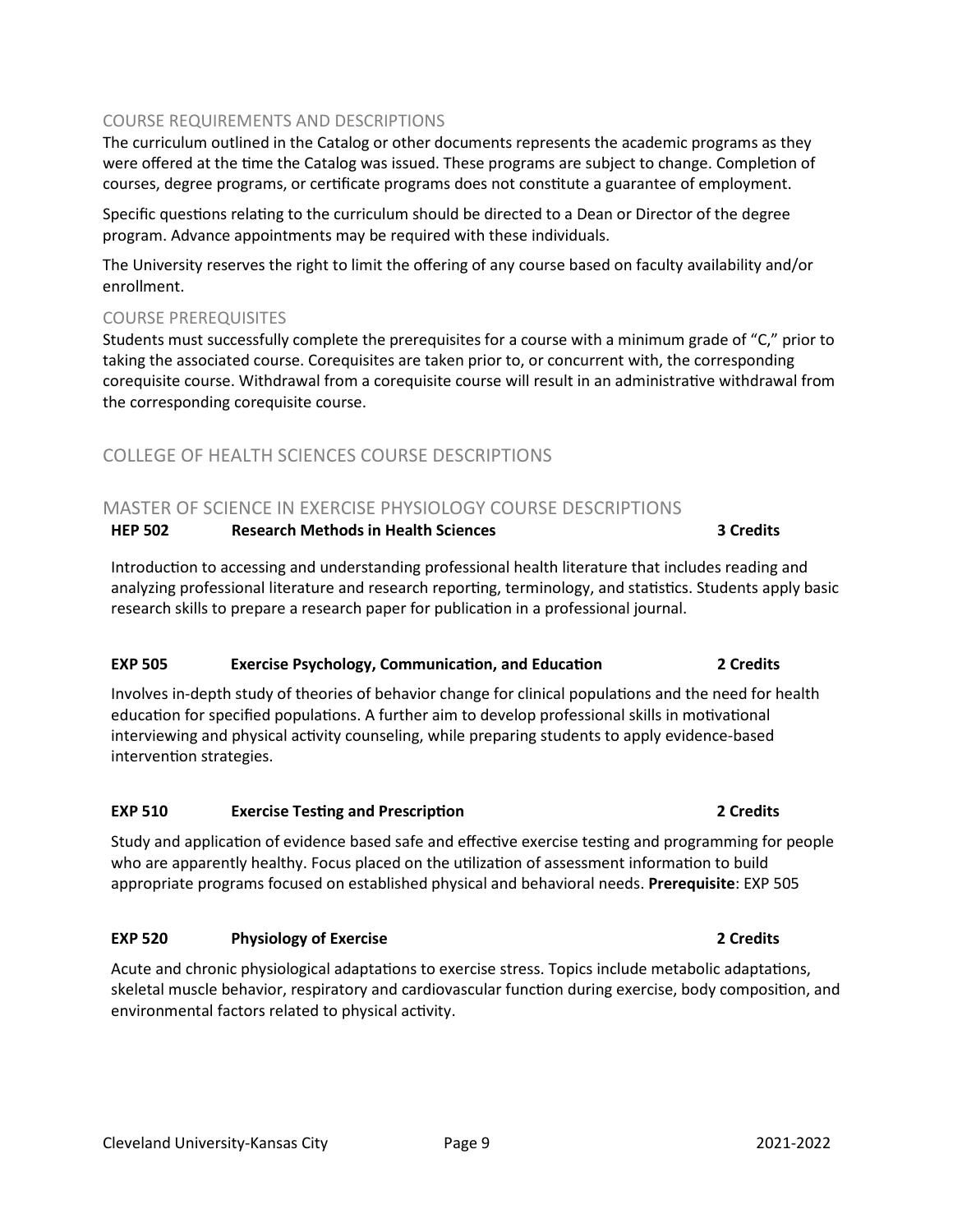## COURSE REQUIREMENTS AND DESCRIPTIONS

The curriculum outlined in the Catalog or other documents represents the academic programs as they were offered at the time the Catalog was issued. These programs are subject to change. Completion of courses, degree programs, or certificate programs does not constitute a guarantee of employment.

Specific questions relating to the curriculum should be directed to a Dean or Director of the degree program. Advance appointments may be required with these individuals.

The University reserves the right to limit the offering of any course based on faculty availability and/or enrollment.

## COURSE PREREQUISITES

Students must successfully complete the prerequisites for a course with a minimum grade of "C," prior to taking the associated course. Corequisites are taken prior to, or concurrent with, the corresponding corequisite course. Withdrawal from a corequisite course will result in an administrative withdrawal from the corresponding corequisite course.

# COLLEGE OF HEALTH SCIENCES COURSE DESCRIPTIONS

## MASTER OF SCIENCE IN EXERCISE PHYSIOLOGY COURSE DESCRIPTIONS

**HEP 502 Research Methods in Health Sciences 3 Credits**

Introduction to accessing and understanding professional health literature that includes reading and analyzing professional literature and research reporting, terminology, and statistics. Students apply basic research skills to prepare a research paper for publication in a professional journal.

**EXP 505 Exercise Psychology, Communication, and Education 2 Credits**

Involves in-depth study of theories of behavior change for clinical populations and the need for health education for specified populations. A further aim to develop professional skills in motivational interviewing and physical activity counseling, while preparing students to apply evidence-based intervention strategies.

**EXP 510 Exercise Testing and Prescription 2 Credits**

Study and application of evidence based safe and effective exercise testing and programming for people who are apparently healthy. Focus placed on the utilization of assessment information to build appropriate programs focused on established physical and behavioral needs. **Prerequisite**: EXP 505

**EXP 520 Physiology of Exercise 2 Credits**

Acute and chronic physiological adaptations to exercise stress. Topics include metabolic adaptations, skeletal muscle behavior, respiratory and cardiovascular function during exercise, body composition, and environmental factors related to physical activity.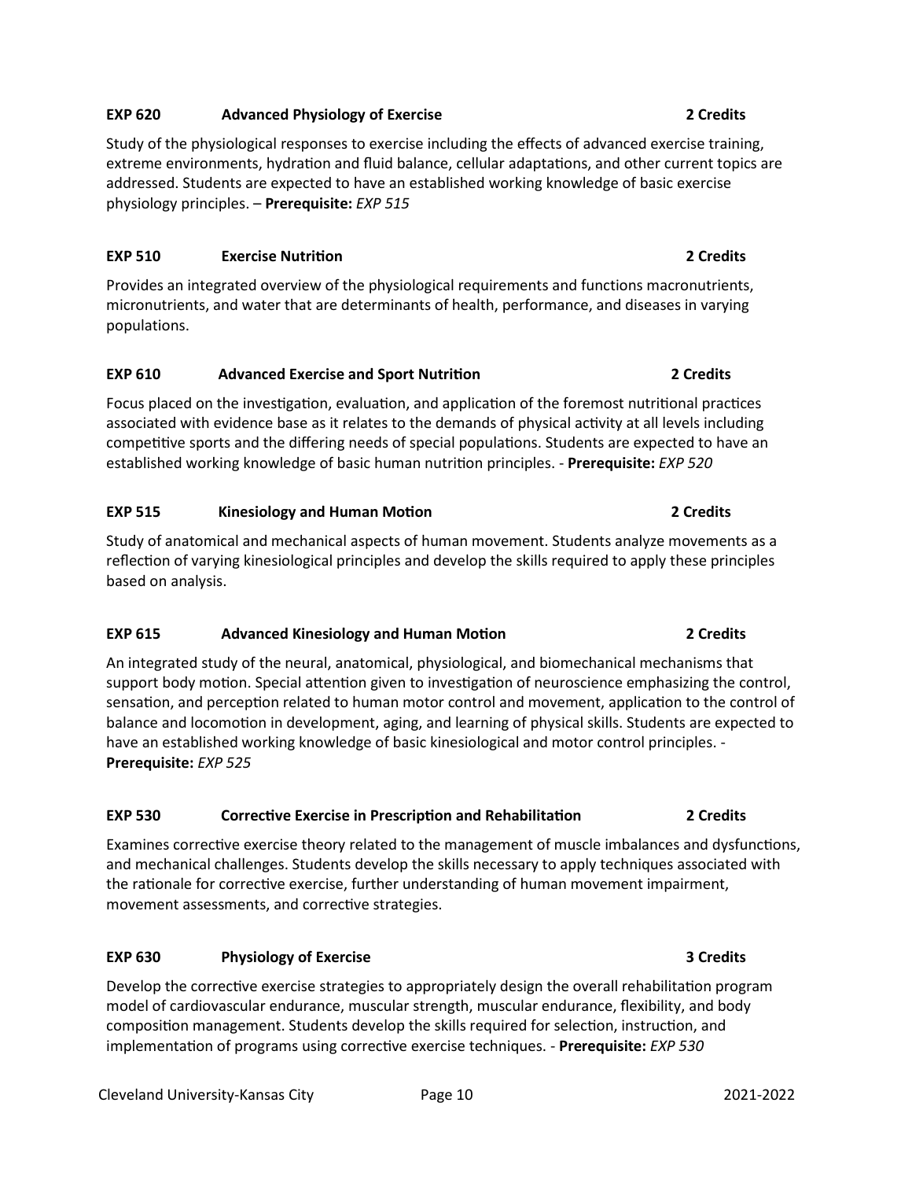**EXP 620 Advanced Physiology of Exercise 2 Credits**

Study of the physiological responses to exercise including the effects of advanced exercise training, extreme environments, hydration and fluid balance, cellular adaptations, and other current topics are addressed. Students are expected to have an established working knowledge of basic exercise physiology principles. – **Prerequisite:** *EXP 515*

**EXP 510 Exercise Nutrition 2 Credits**

Provides an integrated overview of the physiological requirements and functions macronutrients, micronutrients, and water that are determinants of health, performance, and diseases in varying populations.

**EXP 610 Advanced Exercise and Sport Nutrition 2 Credits**

Focus placed on the investigation, evaluation, and application of the foremost nutritional practices associated with evidence base as it relates to the demands of physical activity at all levels including competitive sports and the differing needs of special populations. Students are expected to have an established working knowledge of basic human nutrition principles. - **Prerequisite:** *EXP 520*

**EXP 515 Kinesiology and Human Motion 2 Credits**

Study of anatomical and mechanical aspects of human movement. Students analyze movements as a reflection of varying kinesiological principles and develop the skills required to apply these principles based on analysis.

**EXP 615 Advanced Kinesiology and Human Motion 2 Credits**

An integrated study of the neural, anatomical, physiological, and biomechanical mechanisms that support body motion. Special attention given to investigation of neuroscience emphasizing the control, sensation, and perception related to human motor control and movement, application to the control of balance and locomotion in development, aging, and learning of physical skills. Students are expected to have an established working knowledge of basic kinesiological and motor control principles. - **Prerequisite:** *EXP 525*

**EXP 530 Corrective Exercise in Prescription and Rehabilitation 2 Credits**

Examines corrective exercise theory related to the management of muscle imbalances and dysfunctions, and mechanical challenges. Students develop the skills necessary to apply techniques associated with the rationale for corrective exercise, further understanding of human movement impairment, movement assessments, and corrective strategies.

**EXP 630 Physiology of Exercise 3 Credits**

Develop the corrective exercise strategies to appropriately design the overall rehabilitation program model of cardiovascular endurance, muscular strength, muscular endurance, flexibility, and body composition management. Students develop the skills required for selection, instruction, and implementation of programs using corrective exercise techniques. - **Prerequisite:** *EXP 530*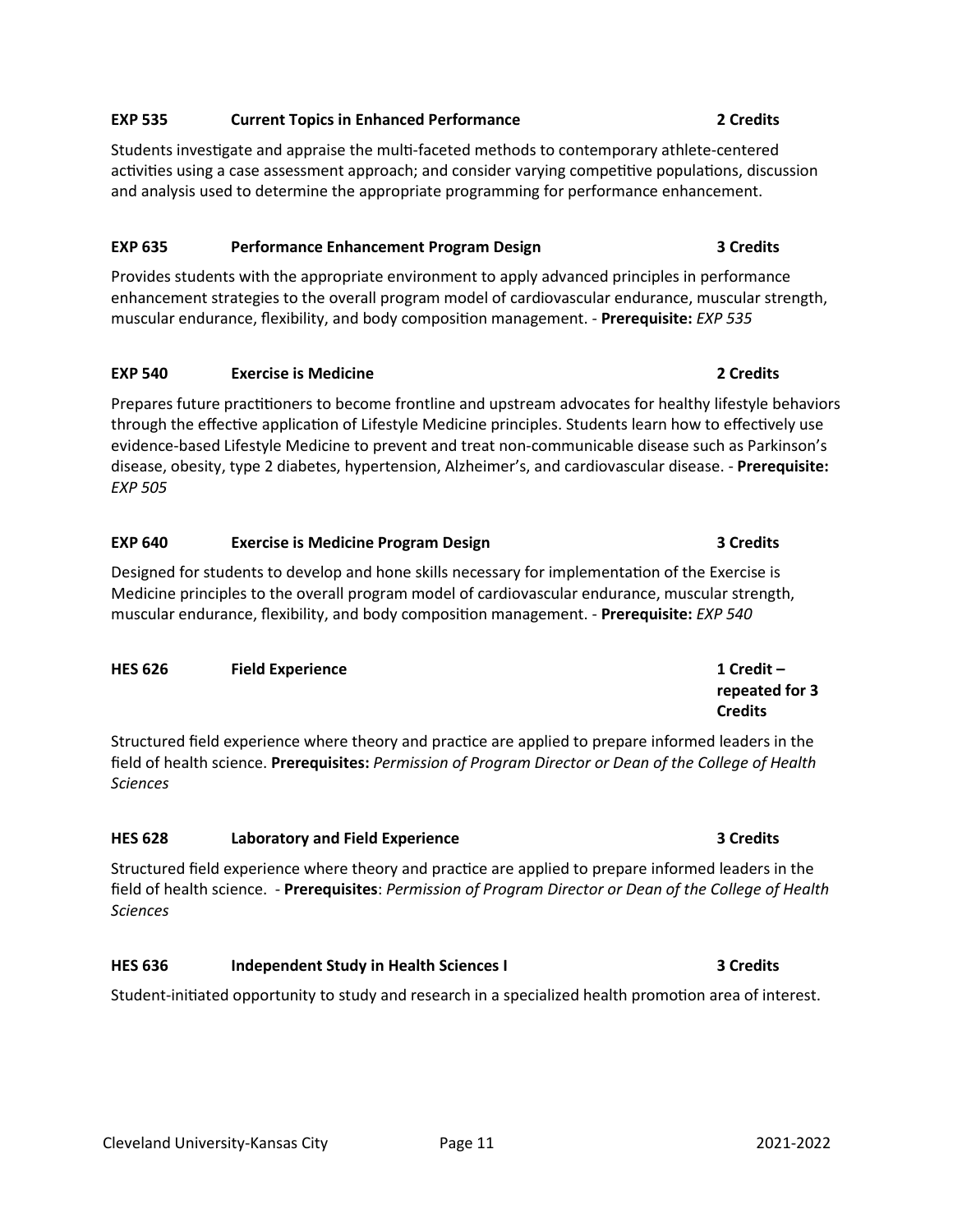**EXP 535 Current Topics in Enhanced Performance 2 Credits**

Students investigate and appraise the multi-faceted methods to contemporary athlete-centered activities using a case assessment approach; and consider varying competitive populations, discussion and analysis used to determine the appropriate programming for performance enhancement.

**EXP 635 Performance Enhancement Program Design 3 Credits**

Provides students with the appropriate environment to apply advanced principles in performance enhancement strategies to the overall program model of cardiovascular endurance, muscular strength, muscular endurance, flexibility, and body composition management. - **Prerequisite:** *EXP 535*

**EXP 540 Exercise is Medicine 2 Credits**

Prepares future practitioners to become frontline and upstream advocates for healthy lifestyle behaviors through the effective application of Lifestyle Medicine principles. Students learn how to effectively use evidence-based Lifestyle Medicine to prevent and treat non-communicable disease such as Parkinson's disease, obesity, type 2 diabetes, hypertension, Alzheimer's, and cardiovascular disease. - **Prerequisite:** *EXP 505*

**EXP 640 Exercise is Medicine Program Design 3 Credits**

Designed for students to develop and hone skills necessary for implementation of the Exercise is Medicine principles to the overall program model of cardiovascular endurance, muscular strength, muscular endurance, flexibility, and body composition management. - **Prerequisite:** *EXP 540*

**HES 626 Field Experience 1 Credit – repeated for 3 Credits**

Structured field experience where theory and practice are applied to prepare informed leaders in the field of health science. **Prerequisites:** *Permission of Program Director or Dean of the College of Health Sciences*

**HES 628 Laboratory and Field Experience 3 Credits**

Structured field experience where theory and practice are applied to prepare informed leaders in the field of health science. - **Prerequisites**: *Permission of Program Director or Dean of the College of Health Sciences*

**HES 636 Independent Study in Health Sciences I 3 Credits**

Student-initiated opportunity to study and research in a specialized health promotion area of interest.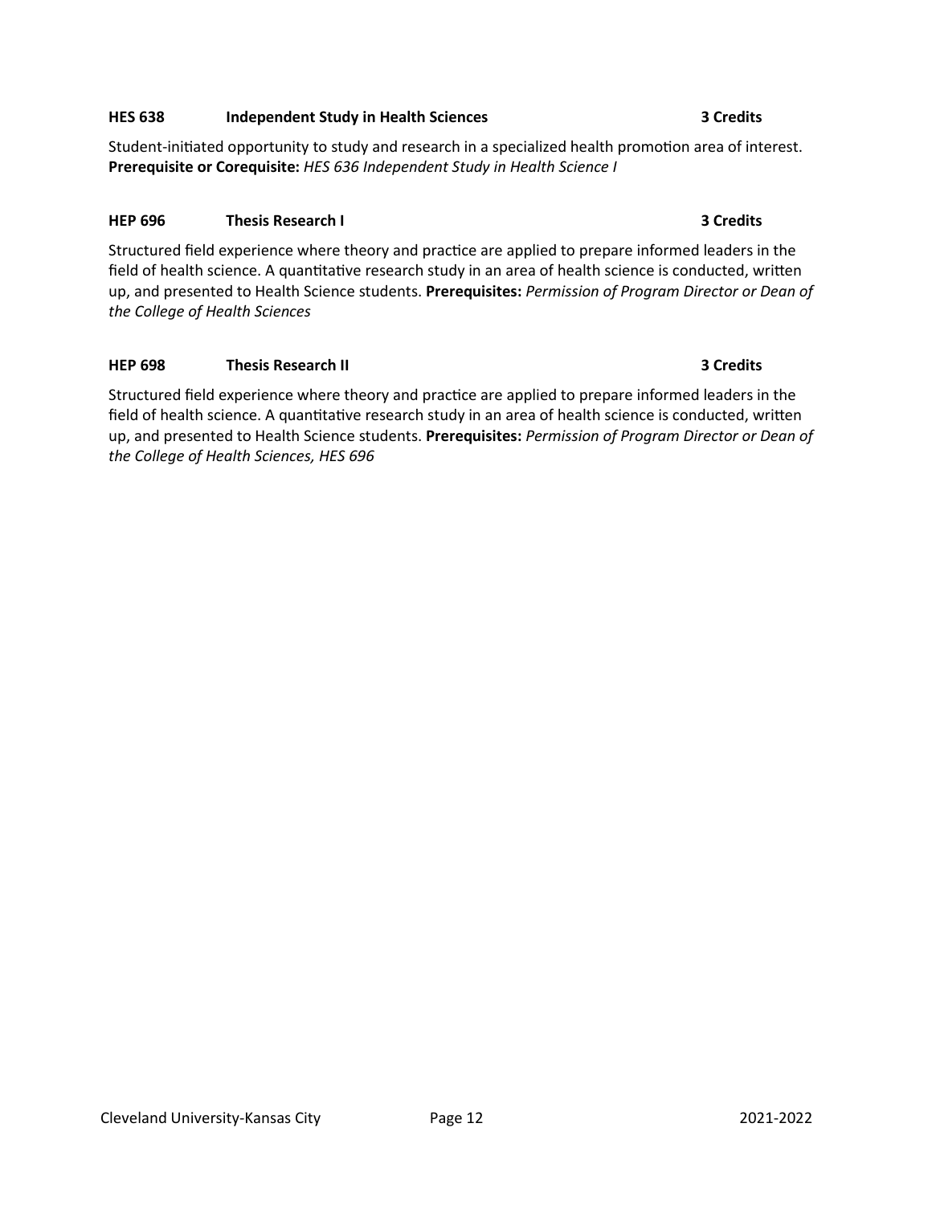**HES 638 Independent Study in Health Sciences 3 Credits**

Student-initiated opportunity to study and research in a specialized health promotion area of interest. **Prerequisite or Corequisite:** *HES 636 Independent Study in Health Science I*

**HEP 696 Thesis Research I 3 Credits**

Structured field experience where theory and practice are applied to prepare informed leaders in the field of health science. A quantitative research study in an area of health science is conducted, written up, and presented to Health Science students. **Prerequisites:** *Permission of Program Director or Dean of the College of Health Sciences*

**HEP 698 Thesis Research II 3 Credits**

Structured field experience where theory and practice are applied to prepare informed leaders in the field of health science. A quantitative research study in an area of health science is conducted, written up, and presented to Health Science students. **Prerequisites:** *Permission of Program Director or Dean of the College of Health Sciences, HES 696*